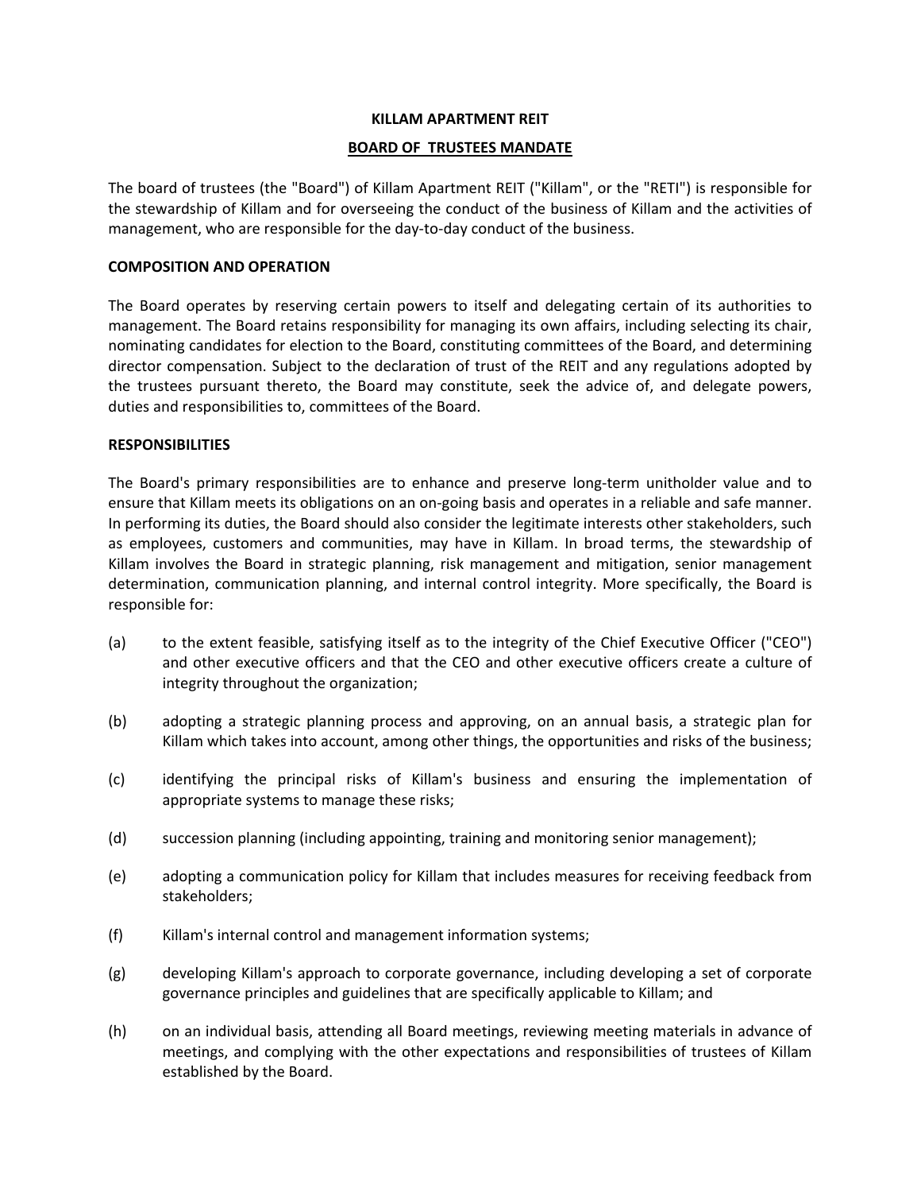# KILLAM APARTMENT REIT

## BOARD OF TRUSTEES MANDATE

The board of trustees (the "Board") of Killam Apartment REIT ("Killam", or the "RETI") is responsible for the stewardship of Killam and for overseeing the conduct of the business of Killam and the activities of management, who are responsible for the day-to-day conduct of the business.

### COMPOSITION AND OPERATION

The Board operates by reserving certain powers to itself and delegating certain of its authorities to management. The Board retains responsibility for managing its own affairs, including selecting its chair, nominating candidates for election to the Board, constituting committees of the Board, and determining director compensation. Subject to the declaration of trust of the REIT and any regulations adopted by the trustees pursuant thereto, the Board may constitute, seek the advice of, and delegate powers, duties and responsibilities to, committees of the Board.

### RESPONSIBILITIES

The Board's primary responsibilities are to enhance and preserve long-term unitholder value and to ensure that Killam meets its obligations on an on-going basis and operates in a reliable and safe manner. In performing its duties, the Board should also consider the legitimate interests other stakeholders, such as employees, customers and communities, may have in Killam. In broad terms, the stewardship of Killam involves the Board in strategic planning, risk management and mitigation, senior management determination, communication planning, and internal control integrity. More specifically, the Board is responsible for:

(a) to the extent feasible, satisfying itself as to the integrity of the Chief Executive Officer ("CEO") and other executive officers and that the CEO and other executive officers create a culture of integrity throughout the organization;

(b) adopting a strategic planning process and approving, on an annual basis, a strategic plan for Killam which takes into account, among other things, the opportunities and risks of the business;

(c) identifying the principal risks of Killam's business and ensuring the implementation of appropriate systems to manage these risks;

(d) succession planning (including appointing, training and monitoring senior management);

(e) adopting a communication policy for Killam that includes measures for receiving feedback from stakeholders;

(f) Killam's internal control and management information systems;

(g) developing Killam's approach to corporate governance, including developing a set of corporate governance principles and guidelines that are specifically applicable to Killam; and

(h) on an individual basis, attending all Board meetings, reviewing meeting materials in advance of meetings, and complying with the other expectations and responsibilities of trustees of Killam established by the Board.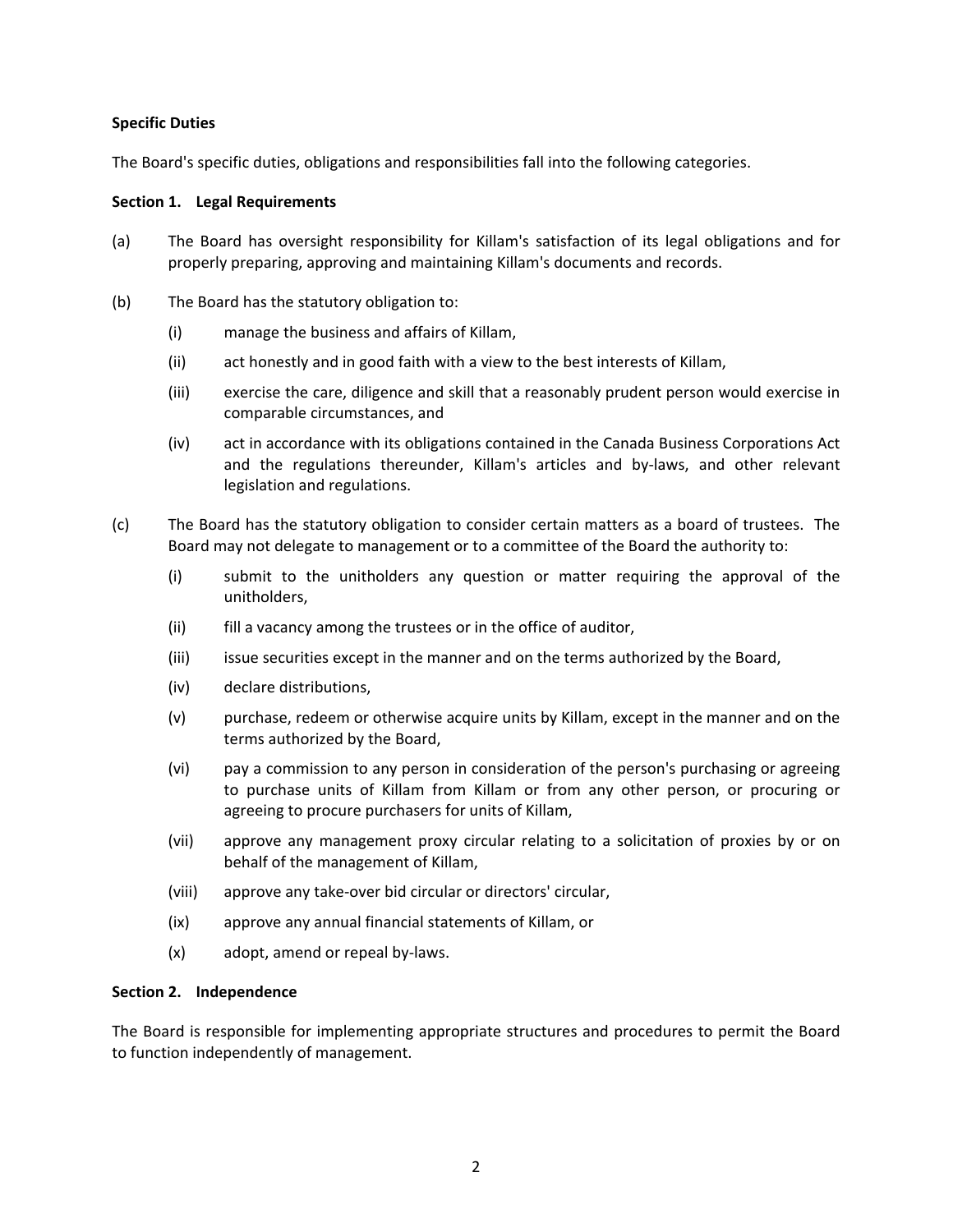**Specific Duties**

The Board's specific duties, obligations and responsibilities fall into the following categories.

**Section 1. Legal Requirements**

(a) The Board has oversight responsibility for Killam's satisfaction of its legal obligations and for properly preparing, approving and maintaining Killam's documents and records.

(b) The Board has the statutory obligation to:

  (i) manage the business and affairs of Killam,

  (ii) act honestly and in good faith with a view to the best interests of Killam,

  (iii) exercise the care, diligence and skill that a reasonably prudent person would exercise in comparable circumstances, and

  (iv) act in accordance with its obligations contained in the Canada Business Corporations Act and the regulations thereunder, Killam's articles and by-laws, and other relevant legislation and regulations.

(c) The Board has the statutory obligation to consider certain matters as a board of trustees. The Board may not delegate to management or to a committee of the Board the authority to:

  (i) submit to the unitholders any question or matter requiring the approval of the unitholders,

  (ii) fill a vacancy among the trustees or in the office of auditor,

  (iii) issue securities except in the manner and on the terms authorized by the Board,

  (iv) declare distributions,

  (v) purchase, redeem or otherwise acquire units by Killam, except in the manner and on the terms authorized by the Board,

  (vi) pay a commission to any person in consideration of the person's purchasing or agreeing to purchase units of Killam from Killam or from any other person, or procuring or agreeing to procure purchasers for units of Killam,

  (vii) approve any management proxy circular relating to a solicitation of proxies by or on behalf of the management of Killam,

  (viii) approve any take-over bid circular or directors' circular,

  (ix) approve any annual financial statements of Killam, or

  (x) adopt, amend or repeal by-laws.

**Section 2. Independence**

The Board is responsible for implementing appropriate structures and procedures to permit the Board to function independently of management.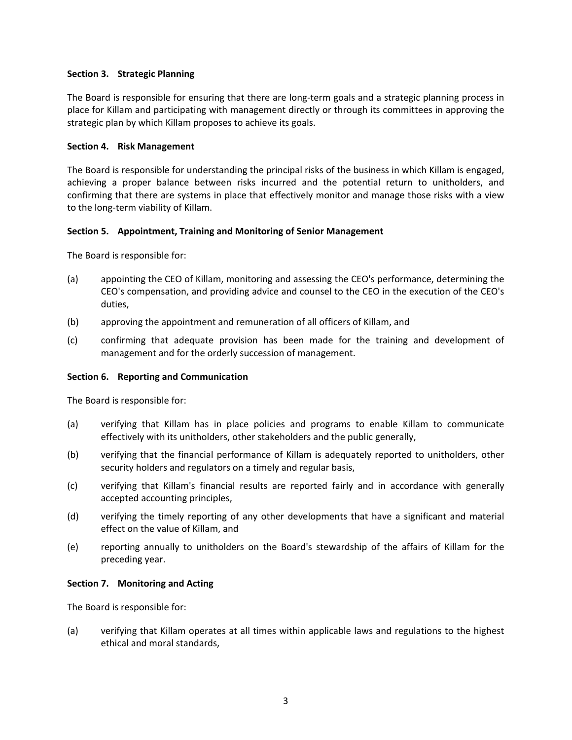**Section 3. Strategic Planning**

The Board is responsible for ensuring that there are long-term goals and a strategic planning process in place for Killam and participating with management directly or through its committees in approving the strategic plan by which Killam proposes to achieve its goals.

**Section 4. Risk Management**

The Board is responsible for understanding the principal risks of the business in which Killam is engaged, achieving a proper balance between risks incurred and the potential return to unitholders, and confirming that there are systems in place that effectively monitor and manage those risks with a view to the long-term viability of Killam.

**Section 5. Appointment, Training and Monitoring of Senior Management**

The Board is responsible for:

(a) appointing the CEO of Killam, monitoring and assessing the CEO's performance, determining the CEO's compensation, and providing advice and counsel to the CEO in the execution of the CEO's duties,

(b) approving the appointment and remuneration of all officers of Killam, and

(c) confirming that adequate provision has been made for the training and development of management and for the orderly succession of management.

**Section 6. Reporting and Communication**

The Board is responsible for:

(a) verifying that Killam has in place policies and programs to enable Killam to communicate effectively with its unitholders, other stakeholders and the public generally,

(b) verifying that the financial performance of Killam is adequately reported to unitholders, other security holders and regulators on a timely and regular basis,

(c) verifying that Killam's financial results are reported fairly and in accordance with generally accepted accounting principles,

(d) verifying the timely reporting of any other developments that have a significant and material effect on the value of Killam, and

(e) reporting annually to unitholders on the Board's stewardship of the affairs of Killam for the preceding year.

**Section 7. Monitoring and Acting**

The Board is responsible for:

(a) verifying that Killam operates at all times within applicable laws and regulations to the highest ethical and moral standards,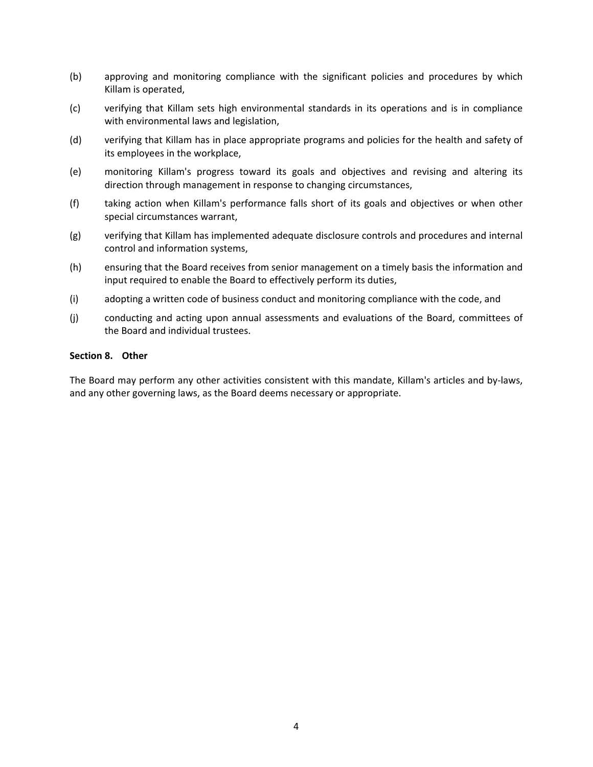(b) approving and monitoring compliance with the significant policies and procedures by which Killam is operated,

(c) verifying that Killam sets high environmental standards in its operations and is in compliance with environmental laws and legislation,

(d) verifying that Killam has in place appropriate programs and policies for the health and safety of its employees in the workplace,

(e) monitoring Killam's progress toward its goals and objectives and revising and altering its direction through management in response to changing circumstances,

(f) taking action when Killam's performance falls short of its goals and objectives or when other special circumstances warrant,

(g) verifying that Killam has implemented adequate disclosure controls and procedures and internal control and information systems,

(h) ensuring that the Board receives from senior management on a timely basis the information and input required to enable the Board to effectively perform its duties,

(i) adopting a written code of business conduct and monitoring compliance with the code, and

(j) conducting and acting upon annual assessments and evaluations of the Board, committees of the Board and individual trustees.

**Section 8. Other**

The Board may perform any other activities consistent with this mandate, Killam's articles and by-laws, and any other governing laws, as the Board deems necessary or appropriate.